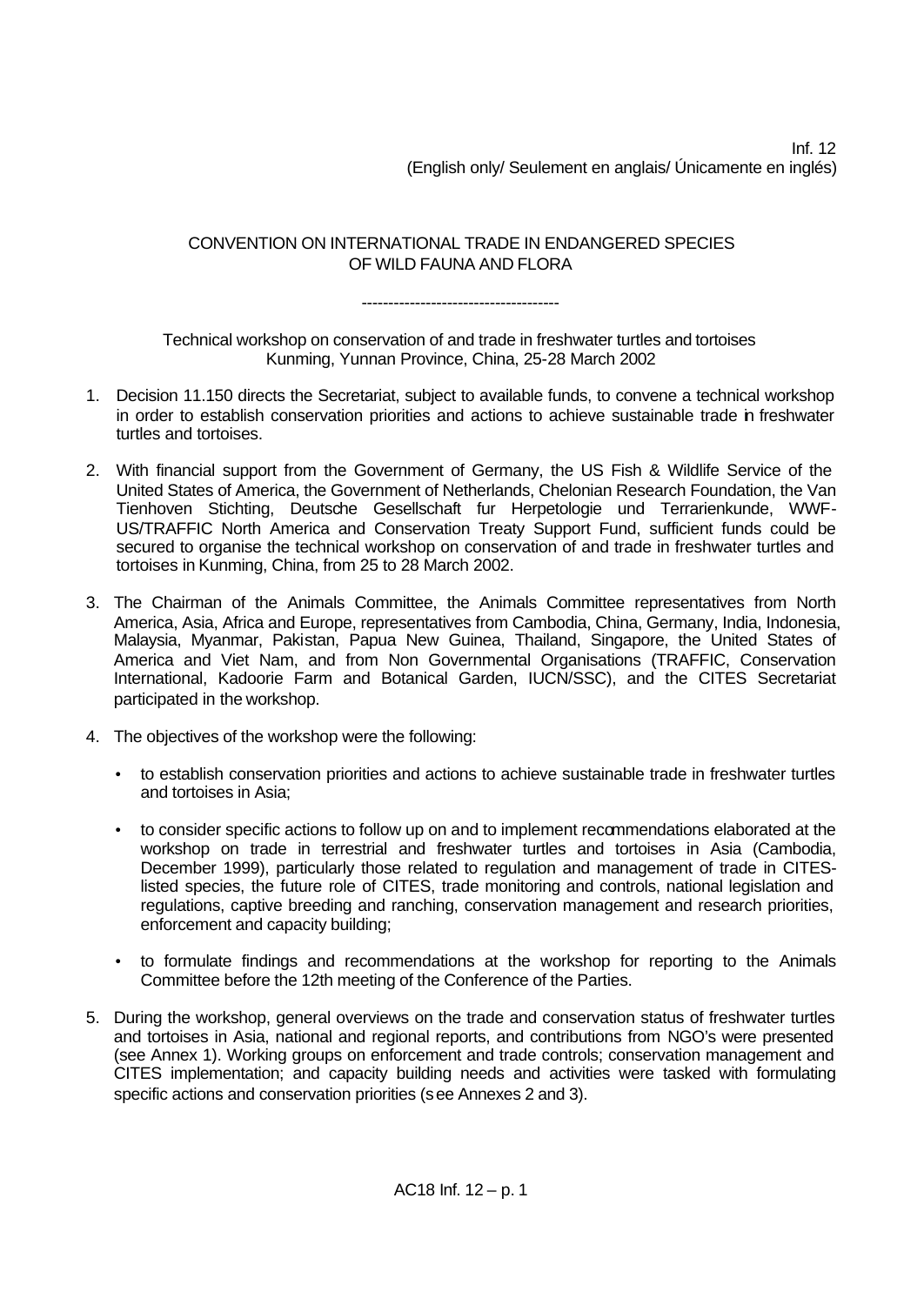Inf. 12
(English only/ Seulement en anglais/ Únicamente en inglés)

CONVENTION ON INTERNATIONAL TRADE IN ENDANGERED SPECIES OF WILD FAUNA AND FLORA

-------------------------------------

Technical workshop on conservation of and trade in freshwater turtles and tortoises
Kunming, Yunnan Province, China, 25-28 March 2002

1. Decision 11.150 directs the Secretariat, subject to available funds, to convene a technical workshop in order to establish conservation priorities and actions to achieve sustainable trade in freshwater turtles and tortoises.

2. With financial support from the Government of Germany, the US Fish & Wildlife Service of the United States of America, the Government of Netherlands, Chelonian Research Foundation, the Van Tienhoven Stichting, Deutsche Gesellschaft fur Herpetologie und Terrarienkunde, WWF-US/TRAFFIC North America and Conservation Treaty Support Fund, sufficient funds could be secured to organise the technical workshop on conservation of and trade in freshwater turtles and tortoises in Kunming, China, from 25 to 28 March 2002.

3. The Chairman of the Animals Committee, the Animals Committee representatives from North America, Asia, Africa and Europe, representatives from Cambodia, China, Germany, India, Indonesia, Malaysia, Myanmar, Pakistan, Papua New Guinea, Thailand, Singapore, the United States of America and Viet Nam, and from Non Governmental Organisations (TRAFFIC, Conservation International, Kadoorie Farm and Botanical Garden, IUCN/SSC), and the CITES Secretariat participated in the workshop.

4. The objectives of the workshop were the following:

   - to establish conservation priorities and actions to achieve sustainable trade in freshwater turtles and tortoises in Asia;

   - to consider specific actions to follow up on and to implement recommendations elaborated at the workshop on trade in terrestrial and freshwater turtles and tortoises in Asia (Cambodia, December 1999), particularly those related to regulation and management of trade in CITES-listed species, the future role of CITES, trade monitoring and controls, national legislation and regulations, captive breeding and ranching, conservation management and research priorities, enforcement and capacity building;

   - to formulate findings and recommendations at the workshop for reporting to the Animals Committee before the 12th meeting of the Conference of the Parties.

5. During the workshop, general overviews on the trade and conservation status of freshwater turtles and tortoises in Asia, national and regional reports, and contributions from NGO's were presented (see Annex 1). Working groups on enforcement and trade controls; conservation management and CITES implementation; and capacity building needs and activities were tasked with formulating specific actions and conservation priorities (see Annexes 2 and 3).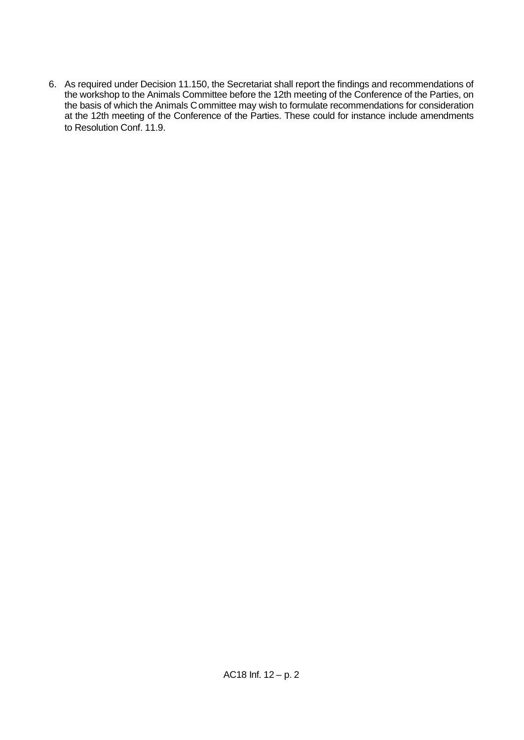6. As required under Decision 11.150, the Secretariat shall report the findings and recommendations of the workshop to the Animals Committee before the 12th meeting of the Conference of the Parties, on the basis of which the Animals Committee may wish to formulate recommendations for consideration at the 12th meeting of the Conference of the Parties. These could for instance include amendments to Resolution Conf. 11.9.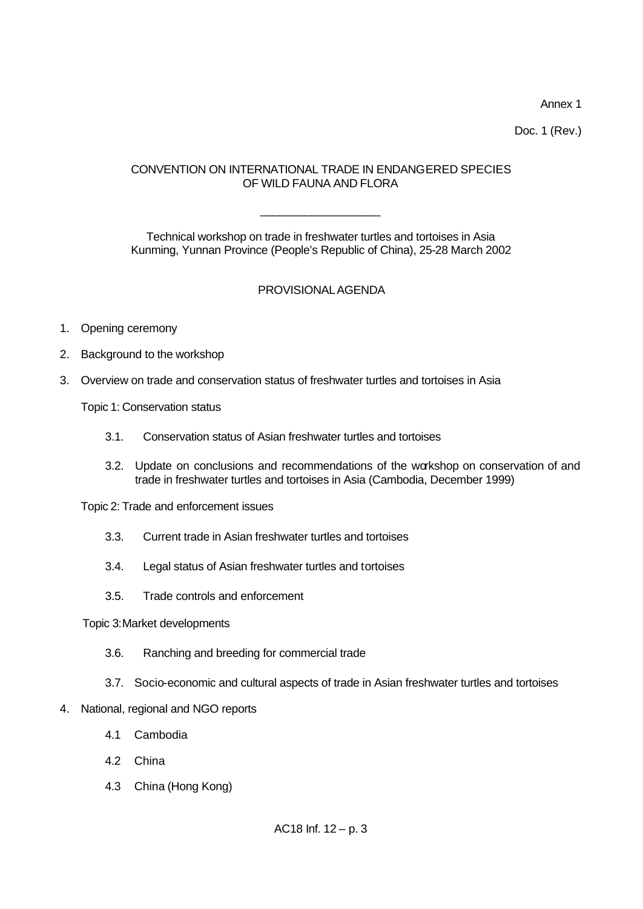Annex 1

Doc. 1 (Rev.)

CONVENTION ON INTERNATIONAL TRADE IN ENDANGERED SPECIES OF WILD FAUNA AND FLORA

---

Technical workshop on trade in freshwater turtles and tortoises in Asia
Kunming, Yunnan Province (People's Republic of China), 25-28 March 2002

PROVISIONAL AGENDA

1. Opening ceremony

2. Background to the workshop

3. Overview on trade and conservation status of freshwater turtles and tortoises in Asia

   Topic 1: Conservation status

   3.1. Conservation status of Asian freshwater turtles and tortoises

   3.2. Update on conclusions and recommendations of the workshop on conservation of and trade in freshwater turtles and tortoises in Asia (Cambodia, December 1999)

   Topic 2: Trade and enforcement issues

   3.3. Current trade in Asian freshwater turtles and tortoises

   3.4. Legal status of Asian freshwater turtles and tortoises

   3.5. Trade controls and enforcement

   Topic 3: Market developments

   3.6. Ranching and breeding for commercial trade

   3.7. Socio-economic and cultural aspects of trade in Asian freshwater turtles and tortoises

4. National, regional and NGO reports

   4.1 Cambodia

   4.2 China

   4.3 China (Hong Kong)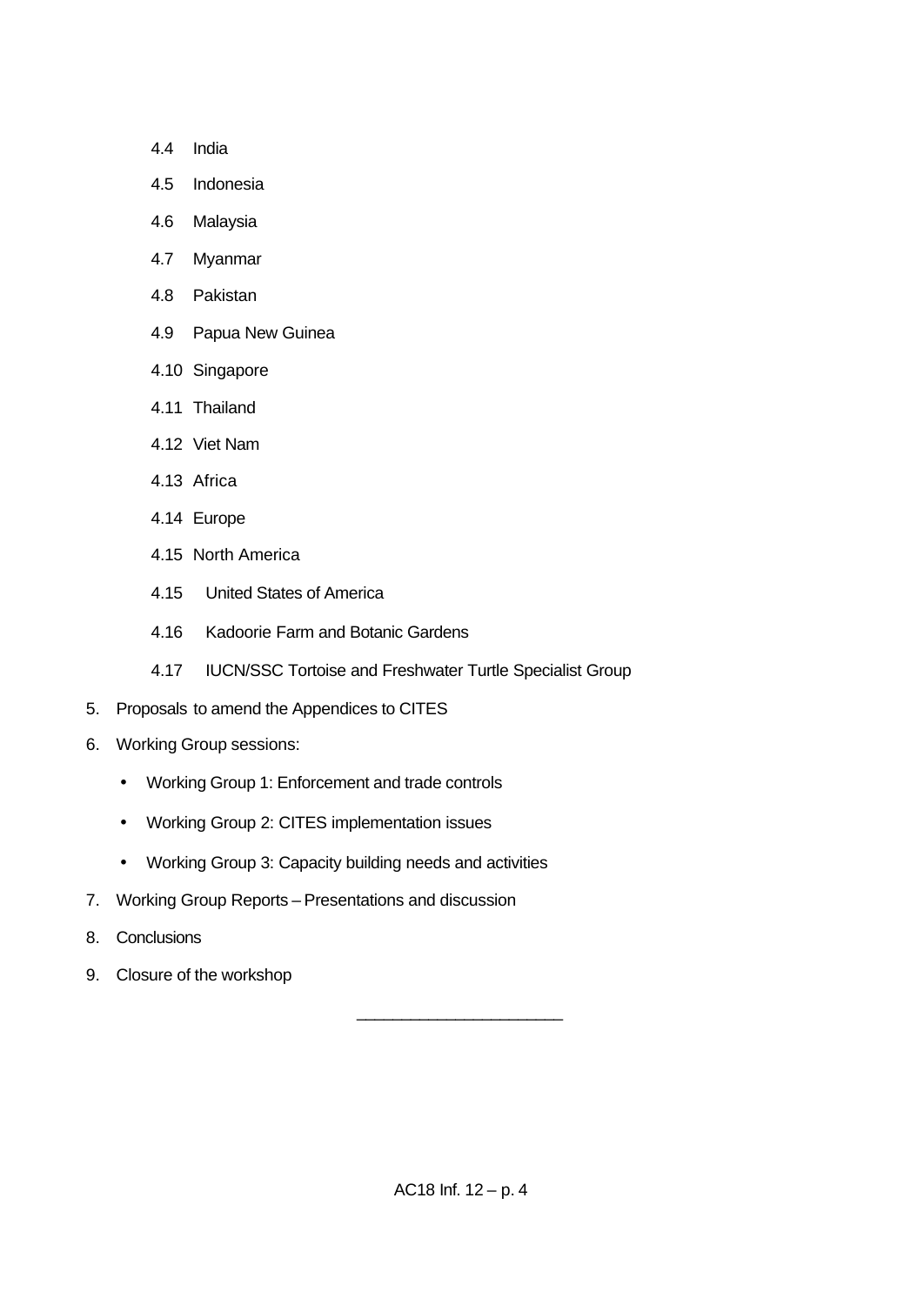4.4 India

   4.5 Indonesia

   4.6 Malaysia

   4.7 Myanmar

   4.8 Pakistan

   4.9 Papua New Guinea

   4.10 Singapore

   4.11 Thailand

   4.12 Viet Nam

   4.13 Africa

   4.14 Europe

   4.15 North America

   4.15 United States of America

   4.16 Kadoorie Farm and Botanic Gardens

   4.17 IUCN/SSC Tortoise and Freshwater Turtle Specialist Group

5. Proposals to amend the Appendices to CITES

6. Working Group sessions:

   - Working Group 1: Enforcement and trade controls
   - Working Group 2: CITES implementation issues
   - Working Group 3: Capacity building needs and activities

7. Working Group Reports – Presentations and discussion

8. Conclusions

9. Closure of the workshop

---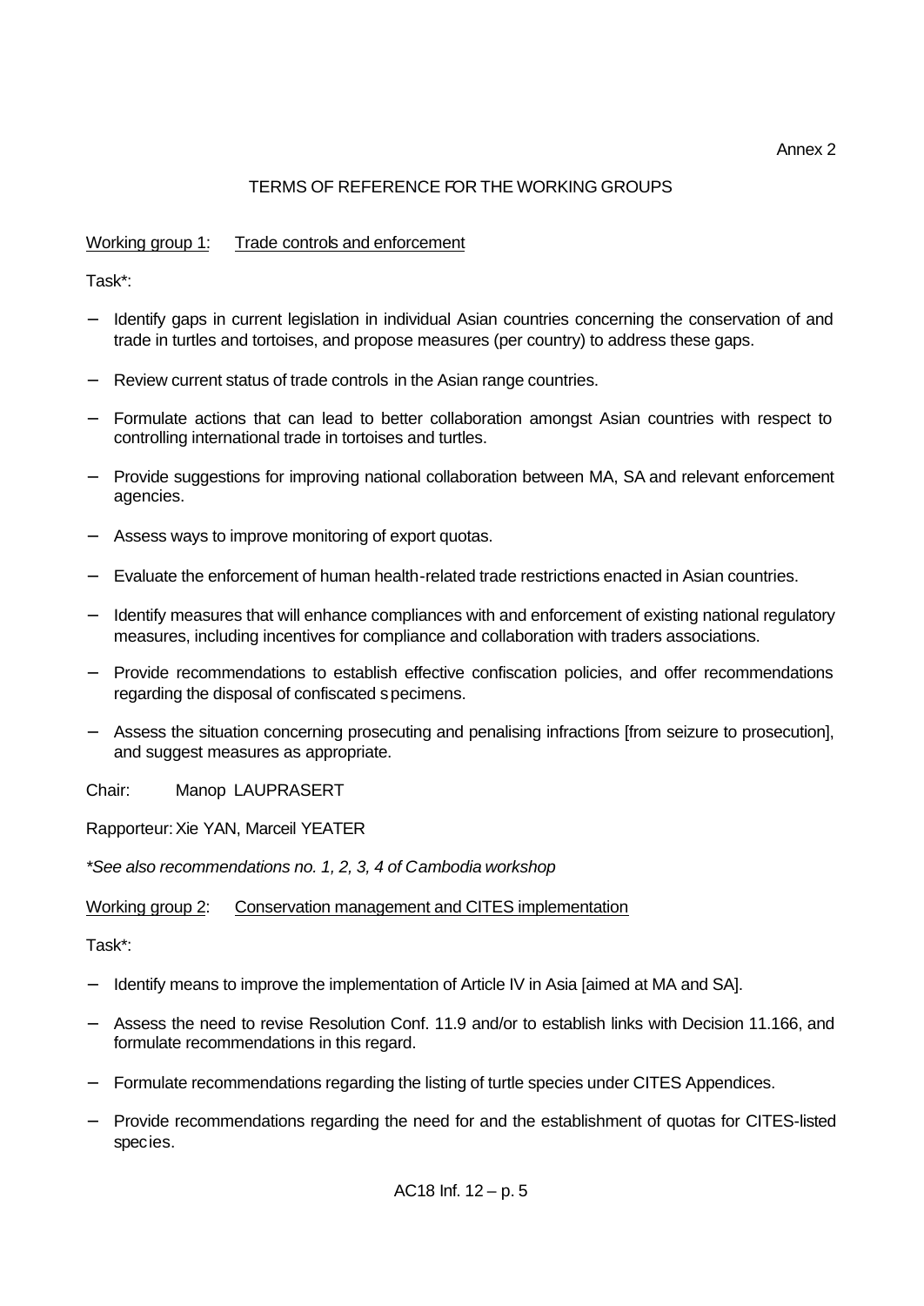Annex 2

# TERMS OF REFERENCE FOR THE WORKING GROUPS

Working group 1: Trade controls and enforcement

Task*:

- Identify gaps in current legislation in individual Asian countries concerning the conservation of and trade in turtles and tortoises, and propose measures (per country) to address these gaps.
- Review current status of trade controls in the Asian range countries.
- Formulate actions that can lead to better collaboration amongst Asian countries with respect to controlling international trade in tortoises and turtles.
- Provide suggestions for improving national collaboration between MA, SA and relevant enforcement agencies.
- Assess ways to improve monitoring of export quotas.
- Evaluate the enforcement of human health-related trade restrictions enacted in Asian countries.
- Identify measures that will enhance compliances with and enforcement of existing national regulatory measures, including incentives for compliance and collaboration with traders associations.
- Provide recommendations to establish effective confiscation policies, and offer recommendations regarding the disposal of confiscated specimens.
- Assess the situation concerning prosecuting and penalising infractions [from seizure to prosecution], and suggest measures as appropriate.

Chair: Manop LAUPRASERT

Rapporteur: Xie YAN, Marceil YEATER

*\*See also recommendations no. 1, 2, 3, 4 of Cambodia workshop*

Working group 2: Conservation management and CITES implementation

Task*:

- Identify means to improve the implementation of Article IV in Asia [aimed at MA and SA].
- Assess the need to revise Resolution Conf. 11.9 and/or to establish links with Decision 11.166, and formulate recommendations in this regard.
- Formulate recommendations regarding the listing of turtle species under CITES Appendices.
- Provide recommendations regarding the need for and the establishment of quotas for CITES-listed species.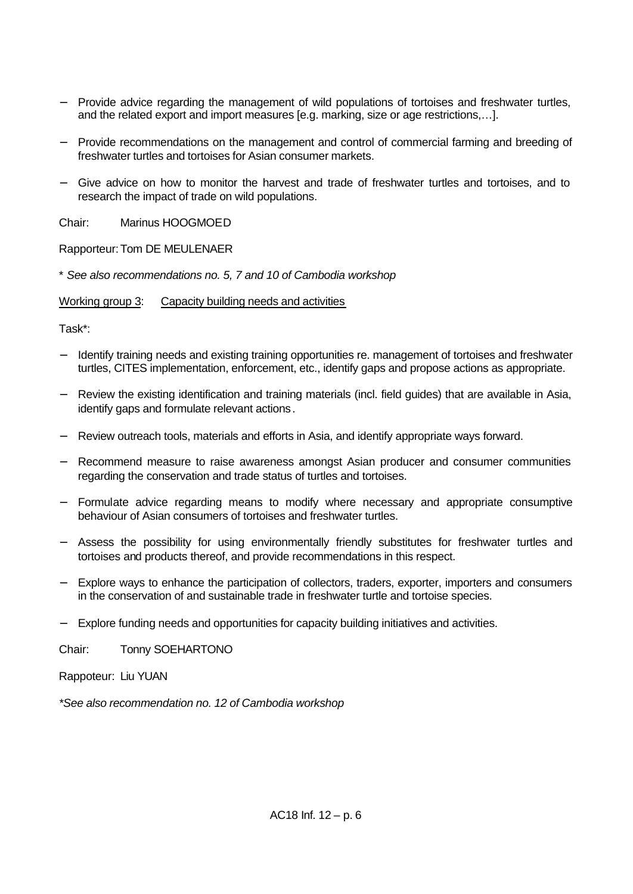- Provide advice regarding the management of wild populations of tortoises and freshwater turtles, and the related export and import measures [e.g. marking, size or age restrictions,…].
- Provide recommendations on the management and control of commercial farming and breeding of freshwater turtles and tortoises for Asian consumer markets.
- Give advice on how to monitor the harvest and trade of freshwater turtles and tortoises, and to research the impact of trade on wild populations.

Chair: Marinus HOOGMOED

Rapporteur: Tom DE MEULENAER

\* *See also recommendations no. 5, 7 and 10 of Cambodia workshop*

Working group 3: Capacity building needs and activities

Task*:

- Identify training needs and existing training opportunities re. management of tortoises and freshwater turtles, CITES implementation, enforcement, etc., identify gaps and propose actions as appropriate.
- Review the existing identification and training materials (incl. field guides) that are available in Asia, identify gaps and formulate relevant actions.
- Review outreach tools, materials and efforts in Asia, and identify appropriate ways forward.
- Recommend measure to raise awareness amongst Asian producer and consumer communities regarding the conservation and trade status of turtles and tortoises.
- Formulate advice regarding means to modify where necessary and appropriate consumptive behaviour of Asian consumers of tortoises and freshwater turtles.
- Assess the possibility for using environmentally friendly substitutes for freshwater turtles and tortoises and products thereof, and provide recommendations in this respect.
- Explore ways to enhance the participation of collectors, traders, exporter, importers and consumers in the conservation of and sustainable trade in freshwater turtle and tortoise species.
- Explore funding needs and opportunities for capacity building initiatives and activities.

Chair: Tonny SOEHARTONO

Rappoteur: Liu YUAN

*\*See also recommendation no. 12 of Cambodia workshop*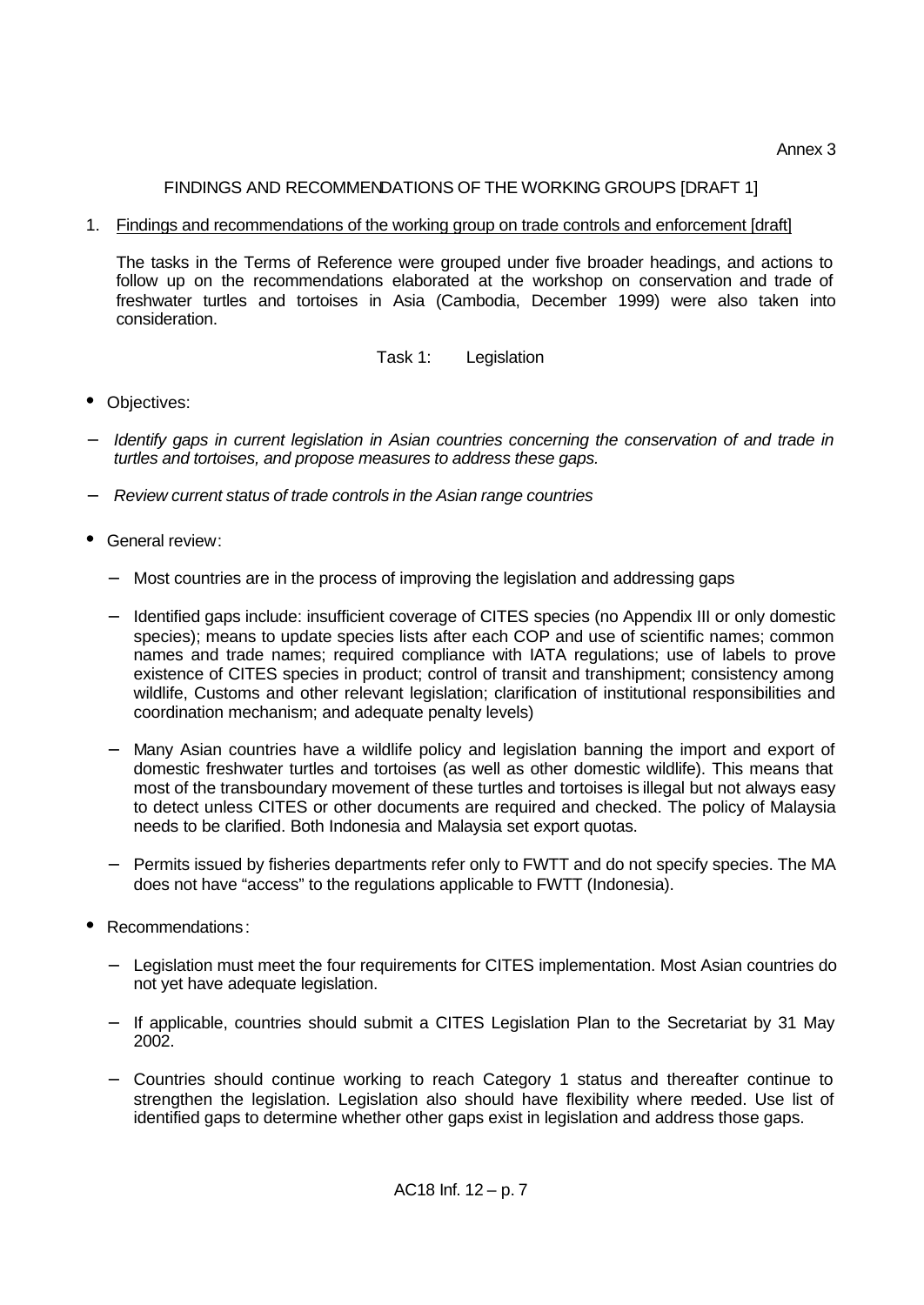Annex 3

FINDINGS AND RECOMMENDATIONS OF THE WORKING GROUPS [DRAFT 1]

1. Findings and recommendations of the working group on trade controls and enforcement [draft]

The tasks in the Terms of Reference were grouped under five broader headings, and actions to follow up on the recommendations elaborated at the workshop on conservation and trade of freshwater turtles and tortoises in Asia (Cambodia, December 1999) were also taken into consideration.

Task 1: Legislation

- Objectives:

– *Identify gaps in current legislation in Asian countries concerning the conservation of and trade in turtles and tortoises, and propose measures to address these gaps.*

– *Review current status of trade controls in the Asian range countries*

- General review:

  – Most countries are in the process of improving the legislation and addressing gaps

  – Identified gaps include: insufficient coverage of CITES species (no Appendix III or only domestic species); means to update species lists after each COP and use of scientific names; common names and trade names; required compliance with IATA regulations; use of labels to prove existence of CITES species in product; control of transit and transhipment; consistency among wildlife, Customs and other relevant legislation; clarification of institutional responsibilities and coordination mechanism; and adequate penalty levels)

  – Many Asian countries have a wildlife policy and legislation banning the import and export of domestic freshwater turtles and tortoises (as well as other domestic wildlife). This means that most of the transboundary movement of these turtles and tortoises is illegal but not always easy to detect unless CITES or other documents are required and checked. The policy of Malaysia needs to be clarified. Both Indonesia and Malaysia set export quotas.

  – Permits issued by fisheries departments refer only to FWTT and do not specify species. The MA does not have "access" to the regulations applicable to FWTT (Indonesia).

- Recommendations:

  – Legislation must meet the four requirements for CITES implementation. Most Asian countries do not yet have adequate legislation.

  – If applicable, countries should submit a CITES Legislation Plan to the Secretariat by 31 May 2002.

  – Countries should continue working to reach Category 1 status and thereafter continue to strengthen the legislation. Legislation also should have flexibility where needed. Use list of identified gaps to determine whether other gaps exist in legislation and address those gaps.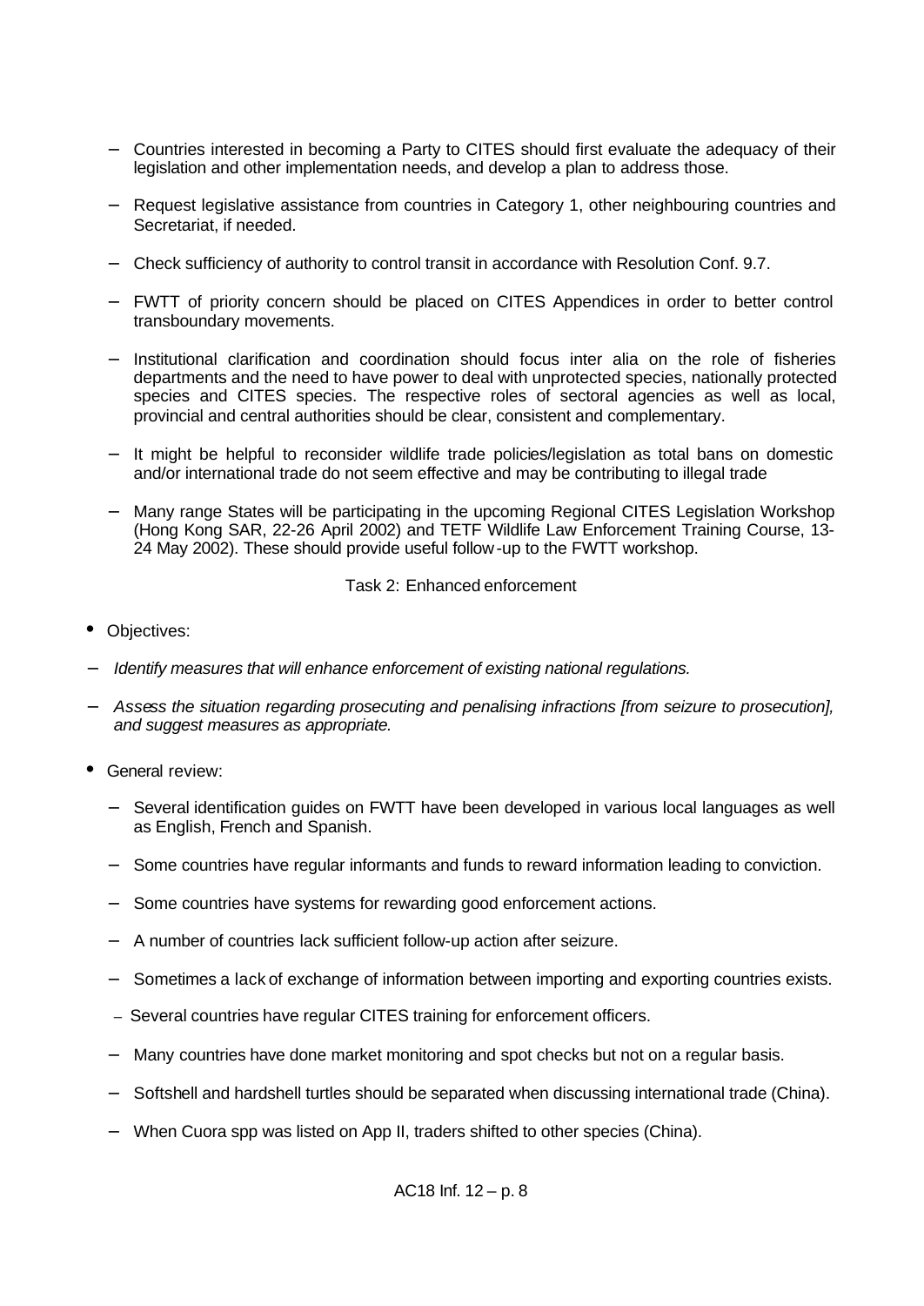- Countries interested in becoming a Party to CITES should first evaluate the adequacy of their legislation and other implementation needs, and develop a plan to address those.
- Request legislative assistance from countries in Category 1, other neighbouring countries and Secretariat, if needed.
- Check sufficiency of authority to control transit in accordance with Resolution Conf. 9.7.
- FWTT of priority concern should be placed on CITES Appendices in order to better control transboundary movements.
- Institutional clarification and coordination should focus inter alia on the role of fisheries departments and the need to have power to deal with unprotected species, nationally protected species and CITES species. The respective roles of sectoral agencies as well as local, provincial and central authorities should be clear, consistent and complementary.
- It might be helpful to reconsider wildlife trade policies/legislation as total bans on domestic and/or international trade do not seem effective and may be contributing to illegal trade
- Many range States will be participating in the upcoming Regional CITES Legislation Workshop (Hong Kong SAR, 22-26 April 2002) and TETF Wildlife Law Enforcement Training Course, 13-24 May 2002). These should provide useful follow-up to the FWTT workshop.

Task 2: Enhanced enforcement

- Objectives:

- *Identify measures that will enhance enforcement of existing national regulations.*
- *Assess the situation regarding prosecuting and penalising infractions [from seizure to prosecution], and suggest measures as appropriate.*

- General review:
  - Several identification guides on FWTT have been developed in various local languages as well as English, French and Spanish.
  - Some countries have regular informants and funds to reward information leading to conviction.
  - Some countries have systems for rewarding good enforcement actions.
  - A number of countries lack sufficient follow-up action after seizure.
  - Sometimes a lack of exchange of information between importing and exporting countries exists.
  - Several countries have regular CITES training for enforcement officers.
  - Many countries have done market monitoring and spot checks but not on a regular basis.
  - Softshell and hardshell turtles should be separated when discussing international trade (China).
  - When Cuora spp was listed on App II, traders shifted to other species (China).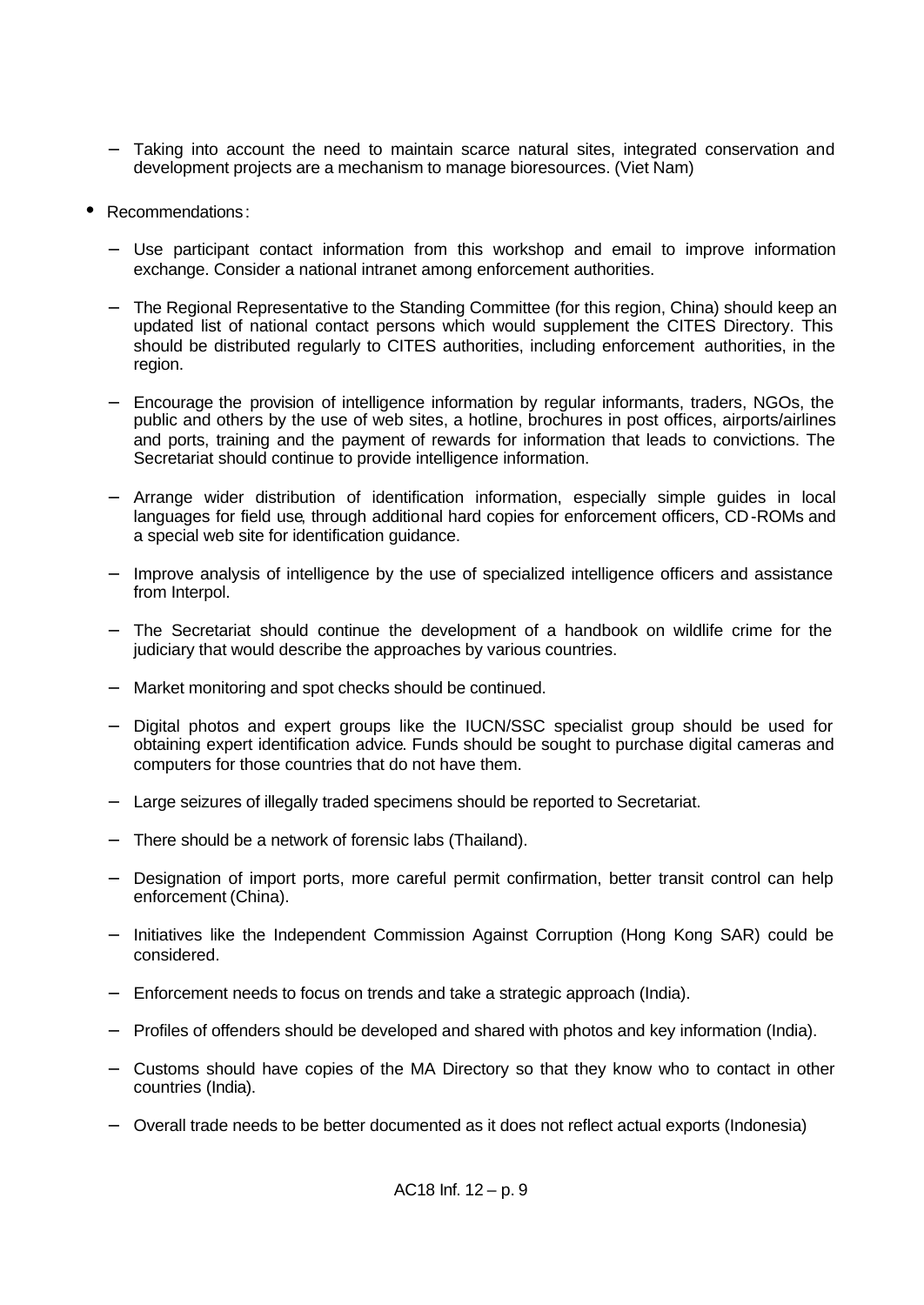- Taking into account the need to maintain scarce natural sites, integrated conservation and development projects are a mechanism to manage bioresources. (Viet Nam)

- Recommendations:

  - Use participant contact information from this workshop and email to improve information exchange. Consider a national intranet among enforcement authorities.

  - The Regional Representative to the Standing Committee (for this region, China) should keep an updated list of national contact persons which would supplement the CITES Directory. This should be distributed regularly to CITES authorities, including enforcement authorities, in the region.

  - Encourage the provision of intelligence information by regular informants, traders, NGOs, the public and others by the use of web sites, a hotline, brochures in post offices, airports/airlines and ports, training and the payment of rewards for information that leads to convictions. The Secretariat should continue to provide intelligence information.

  - Arrange wider distribution of identification information, especially simple guides in local languages for field use, through additional hard copies for enforcement officers, CD-ROMs and a special web site for identification guidance.

  - Improve analysis of intelligence by the use of specialized intelligence officers and assistance from Interpol.

  - The Secretariat should continue the development of a handbook on wildlife crime for the judiciary that would describe the approaches by various countries.

  - Market monitoring and spot checks should be continued.

  - Digital photos and expert groups like the IUCN/SSC specialist group should be used for obtaining expert identification advice. Funds should be sought to purchase digital cameras and computers for those countries that do not have them.

  - Large seizures of illegally traded specimens should be reported to Secretariat.

  - There should be a network of forensic labs (Thailand).

  - Designation of import ports, more careful permit confirmation, better transit control can help enforcement (China).

  - Initiatives like the Independent Commission Against Corruption (Hong Kong SAR) could be considered.

  - Enforcement needs to focus on trends and take a strategic approach (India).

  - Profiles of offenders should be developed and shared with photos and key information (India).

  - Customs should have copies of the MA Directory so that they know who to contact in other countries (India).

  - Overall trade needs to be better documented as it does not reflect actual exports (Indonesia)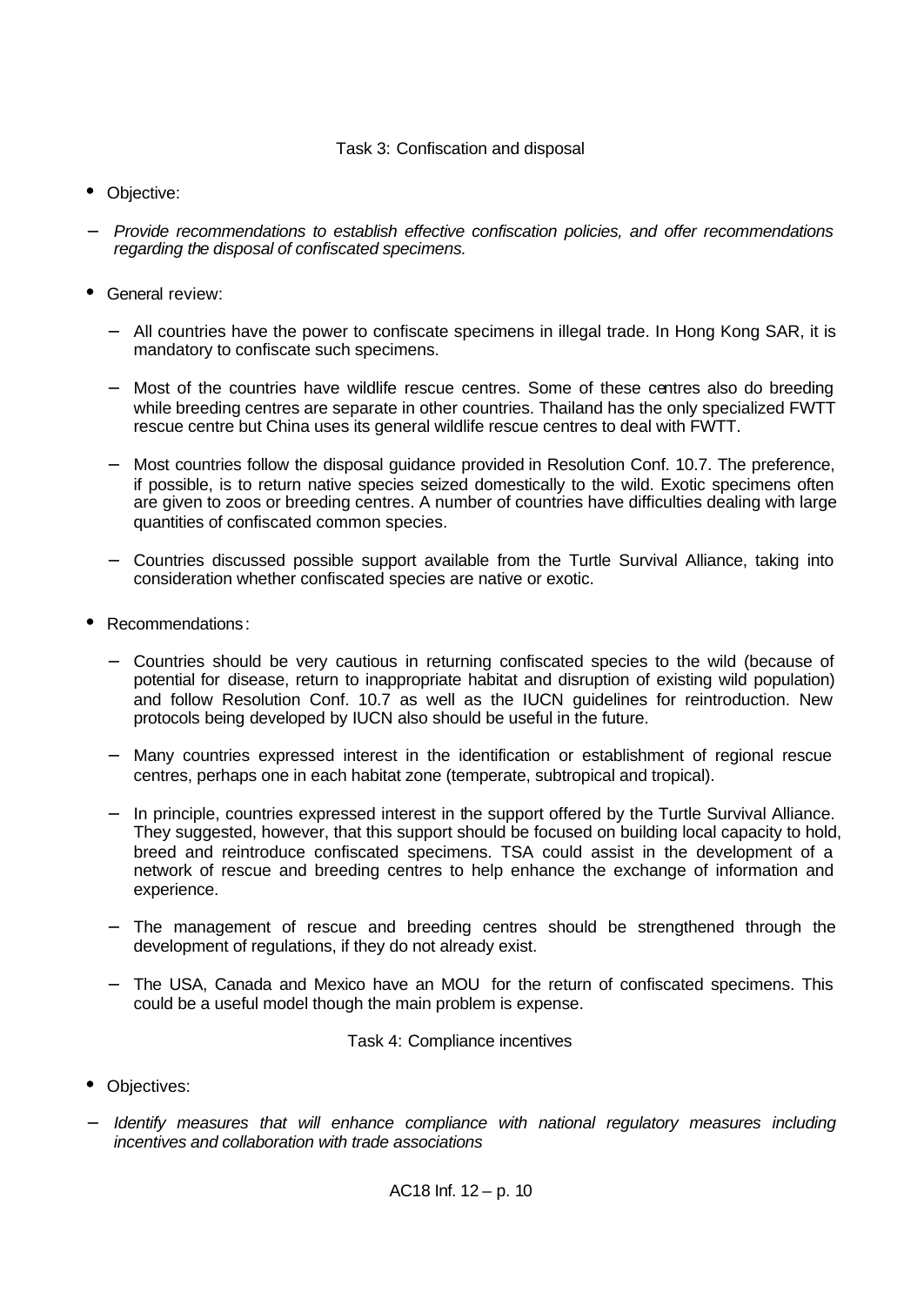## Task 3: Confiscation and disposal

- Objective:

- *Provide recommendations to establish effective confiscation policies, and offer recommendations regarding the disposal of confiscated specimens.*

- General review:

  - All countries have the power to confiscate specimens in illegal trade. In Hong Kong SAR, it is mandatory to confiscate such specimens.

  - Most of the countries have wildlife rescue centres. Some of these centres also do breeding while breeding centres are separate in other countries. Thailand has the only specialized FWTT rescue centre but China uses its general wildlife rescue centres to deal with FWTT.

  - Most countries follow the disposal guidance provided in Resolution Conf. 10.7. The preference, if possible, is to return native species seized domestically to the wild. Exotic specimens often are given to zoos or breeding centres. A number of countries have difficulties dealing with large quantities of confiscated common species.

  - Countries discussed possible support available from the Turtle Survival Alliance, taking into consideration whether confiscated species are native or exotic.

- Recommendations:

  - Countries should be very cautious in returning confiscated species to the wild (because of potential for disease, return to inappropriate habitat and disruption of existing wild population) and follow Resolution Conf. 10.7 as well as the IUCN guidelines for reintroduction. New protocols being developed by IUCN also should be useful in the future.

  - Many countries expressed interest in the identification or establishment of regional rescue centres, perhaps one in each habitat zone (temperate, subtropical and tropical).

  - In principle, countries expressed interest in the support offered by the Turtle Survival Alliance. They suggested, however, that this support should be focused on building local capacity to hold, breed and reintroduce confiscated specimens. TSA could assist in the development of a network of rescue and breeding centres to help enhance the exchange of information and experience.

  - The management of rescue and breeding centres should be strengthened through the development of regulations, if they do not already exist.

  - The USA, Canada and Mexico have an MOU for the return of confiscated specimens. This could be a useful model though the main problem is expense.

## Task 4: Compliance incentives

- Objectives:

- *Identify measures that will enhance compliance with national regulatory measures including incentives and collaboration with trade associations*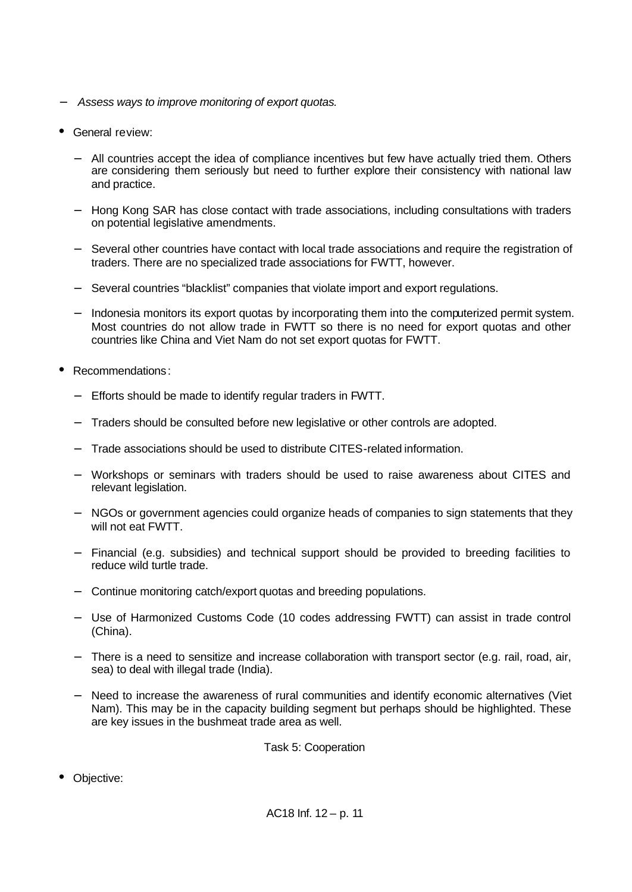- *Assess ways to improve monitoring of export quotas.*

- General review:

  - All countries accept the idea of compliance incentives but few have actually tried them. Others are considering them seriously but need to further explore their consistency with national law and practice.

  - Hong Kong SAR has close contact with trade associations, including consultations with traders on potential legislative amendments.

  - Several other countries have contact with local trade associations and require the registration of traders. There are no specialized trade associations for FWTT, however.

  - Several countries "blacklist" companies that violate import and export regulations.

  - Indonesia monitors its export quotas by incorporating them into the computerized permit system. Most countries do not allow trade in FWTT so there is no need for export quotas and other countries like China and Viet Nam do not set export quotas for FWTT.

- Recommendations:

  - Efforts should be made to identify regular traders in FWTT.

  - Traders should be consulted before new legislative or other controls are adopted.

  - Trade associations should be used to distribute CITES-related information.

  - Workshops or seminars with traders should be used to raise awareness about CITES and relevant legislation.

  - NGOs or government agencies could organize heads of companies to sign statements that they will not eat FWTT.

  - Financial (e.g. subsidies) and technical support should be provided to breeding facilities to reduce wild turtle trade.

  - Continue monitoring catch/export quotas and breeding populations.

  - Use of Harmonized Customs Code (10 codes addressing FWTT) can assist in trade control (China).

  - There is a need to sensitize and increase collaboration with transport sector (e.g. rail, road, air, sea) to deal with illegal trade (India).

  - Need to increase the awareness of rural communities and identify economic alternatives (Viet Nam). This may be in the capacity building segment but perhaps should be highlighted. These are key issues in the bushmeat trade area as well.

## Task 5: Cooperation

- Objective: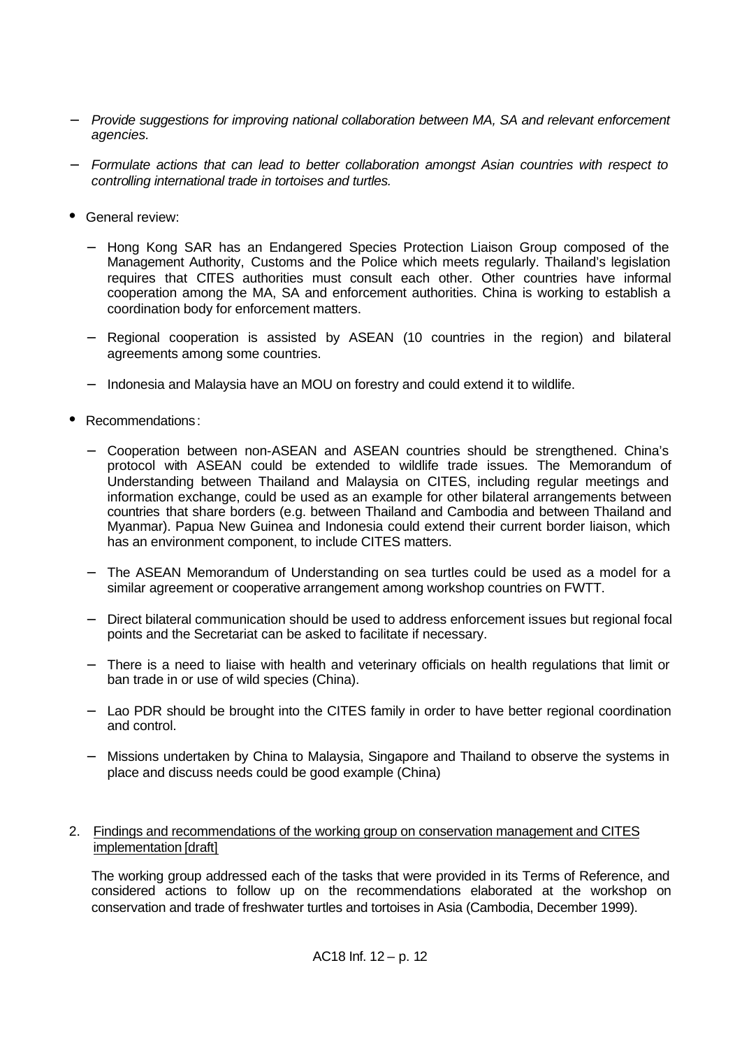- *Provide suggestions for improving national collaboration between MA, SA and relevant enforcement agencies.*
- *Formulate actions that can lead to better collaboration amongst Asian countries with respect to controlling international trade in tortoises and turtles.*

- General review:
  - Hong Kong SAR has an Endangered Species Protection Liaison Group composed of the Management Authority, Customs and the Police which meets regularly. Thailand's legislation requires that CITES authorities must consult each other. Other countries have informal cooperation among the MA, SA and enforcement authorities. China is working to establish a coordination body for enforcement matters.
  - Regional cooperation is assisted by ASEAN (10 countries in the region) and bilateral agreements among some countries.
  - Indonesia and Malaysia have an MOU on forestry and could extend it to wildlife.

- Recommendations:
  - Cooperation between non-ASEAN and ASEAN countries should be strengthened. China's protocol with ASEAN could be extended to wildlife trade issues. The Memorandum of Understanding between Thailand and Malaysia on CITES, including regular meetings and information exchange, could be used as an example for other bilateral arrangements between countries that share borders (e.g. between Thailand and Cambodia and between Thailand and Myanmar). Papua New Guinea and Indonesia could extend their current border liaison, which has an environment component, to include CITES matters.
  - The ASEAN Memorandum of Understanding on sea turtles could be used as a model for a similar agreement or cooperative arrangement among workshop countries on FWTT.
  - Direct bilateral communication should be used to address enforcement issues but regional focal points and the Secretariat can be asked to facilitate if necessary.
  - There is a need to liaise with health and veterinary officials on health regulations that limit or ban trade in or use of wild species (China).
  - Lao PDR should be brought into the CITES family in order to have better regional coordination and control.
  - Missions undertaken by China to Malaysia, Singapore and Thailand to observe the systems in place and discuss needs could be good example (China)

2. Findings and recommendations of the working group on conservation management and CITES implementation [draft]

   The working group addressed each of the tasks that were provided in its Terms of Reference, and considered actions to follow up on the recommendations elaborated at the workshop on conservation and trade of freshwater turtles and tortoises in Asia (Cambodia, December 1999).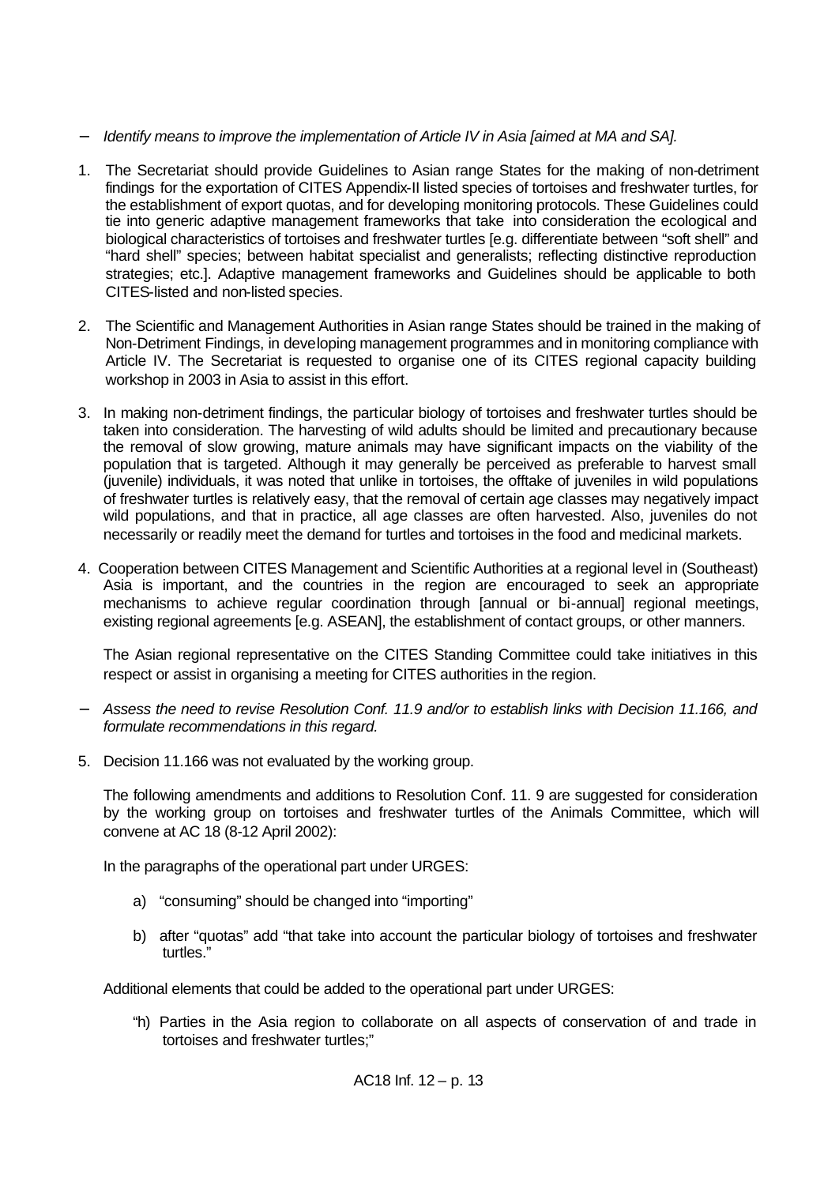- *Identify means to improve the implementation of Article IV in Asia [aimed at MA and SA].*

1. The Secretariat should provide Guidelines to Asian range States for the making of non-detriment findings for the exportation of CITES Appendix-II listed species of tortoises and freshwater turtles, for the establishment of export quotas, and for developing monitoring protocols. These Guidelines could tie into generic adaptive management frameworks that take into consideration the ecological and biological characteristics of tortoises and freshwater turtles [e.g. differentiate between "soft shell" and "hard shell" species; between habitat specialist and generalists; reflecting distinctive reproduction strategies; etc.]. Adaptive management frameworks and Guidelines should be applicable to both CITES-listed and non-listed species.

2. The Scientific and Management Authorities in Asian range States should be trained in the making of Non-Detriment Findings, in developing management programmes and in monitoring compliance with Article IV. The Secretariat is requested to organise one of its CITES regional capacity building workshop in 2003 in Asia to assist in this effort.

3. In making non-detriment findings, the particular biology of tortoises and freshwater turtles should be taken into consideration. The harvesting of wild adults should be limited and precautionary because the removal of slow growing, mature animals may have significant impacts on the viability of the population that is targeted. Although it may generally be perceived as preferable to harvest small (juvenile) individuals, it was noted that unlike in tortoises, the offtake of juveniles in wild populations of freshwater turtles is relatively easy, that the removal of certain age classes may negatively impact wild populations, and that in practice, all age classes are often harvested. Also, juveniles do not necessarily or readily meet the demand for turtles and tortoises in the food and medicinal markets.

4. Cooperation between CITES Management and Scientific Authorities at a regional level in (Southeast) Asia is important, and the countries in the region are encouraged to seek an appropriate mechanisms to achieve regular coordination through [annual or bi-annual] regional meetings, existing regional agreements [e.g. ASEAN], the establishment of contact groups, or other manners.

   The Asian regional representative on the CITES Standing Committee could take initiatives in this respect or assist in organising a meeting for CITES authorities in the region.

- *Assess the need to revise Resolution Conf. 11.9 and/or to establish links with Decision 11.166, and formulate recommendations in this regard.*

5. Decision 11.166 was not evaluated by the working group.

   The following amendments and additions to Resolution Conf. 11. 9 are suggested for consideration by the working group on tortoises and freshwater turtles of the Animals Committee, which will convene at AC 18 (8-12 April 2002):

   In the paragraphs of the operational part under URGES:

   a) "consuming" should be changed into "importing"

   b) after "quotas" add "that take into account the particular biology of tortoises and freshwater turtles."

   Additional elements that could be added to the operational part under URGES:

   "h) Parties in the Asia region to collaborate on all aspects of conservation of and trade in tortoises and freshwater turtles;"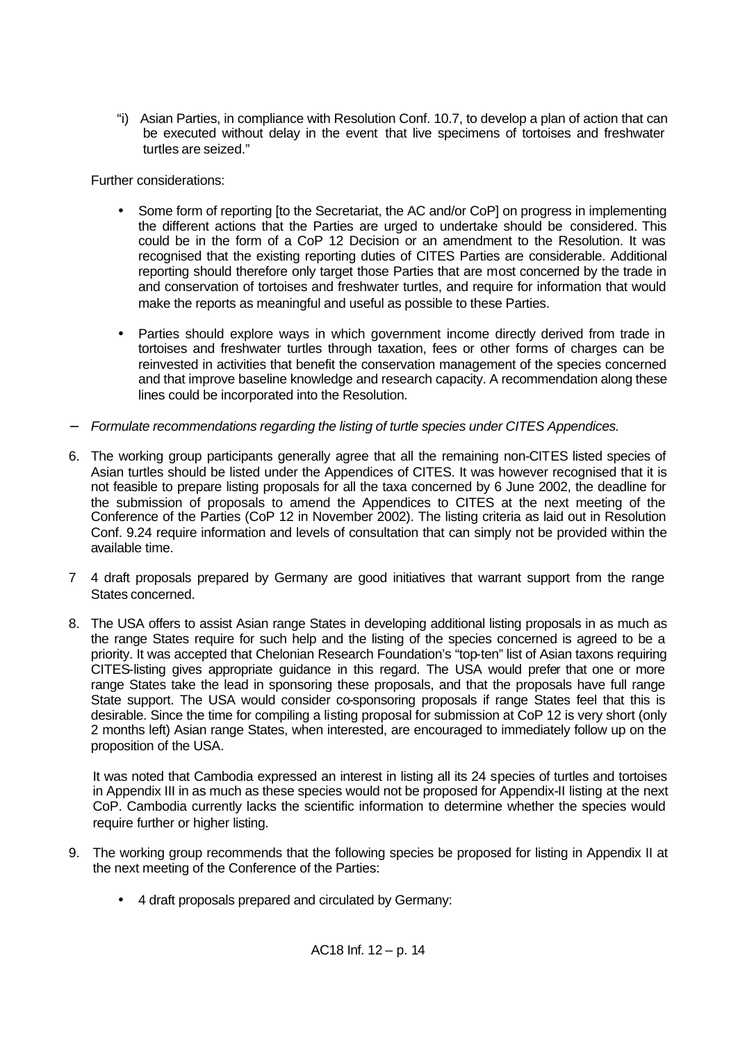"i) Asian Parties, in compliance with Resolution Conf. 10.7, to develop a plan of action that can be executed without delay in the event that live specimens of tortoises and freshwater turtles are seized."

Further considerations:

- Some form of reporting [to the Secretariat, the AC and/or CoP] on progress in implementing the different actions that the Parties are urged to undertake should be considered. This could be in the form of a CoP 12 Decision or an amendment to the Resolution. It was recognised that the existing reporting duties of CITES Parties are considerable. Additional reporting should therefore only target those Parties that are most concerned by the trade in and conservation of tortoises and freshwater turtles, and require for information that would make the reports as meaningful and useful as possible to these Parties.

- Parties should explore ways in which government income directly derived from trade in tortoises and freshwater turtles through taxation, fees or other forms of charges can be reinvested in activities that benefit the conservation management of the species concerned and that improve baseline knowledge and research capacity. A recommendation along these lines could be incorporated into the Resolution.

– *Formulate recommendations regarding the listing of turtle species under CITES Appendices.*

6. The working group participants generally agree that all the remaining non-CITES listed species of Asian turtles should be listed under the Appendices of CITES. It was however recognised that it is not feasible to prepare listing proposals for all the taxa concerned by 6 June 2002, the deadline for the submission of proposals to amend the Appendices to CITES at the next meeting of the Conference of the Parties (CoP 12 in November 2002). The listing criteria as laid out in Resolution Conf. 9.24 require information and levels of consultation that can simply not be provided within the available time.

7 4 draft proposals prepared by Germany are good initiatives that warrant support from the range States concerned.

8. The USA offers to assist Asian range States in developing additional listing proposals in as much as the range States require for such help and the listing of the species concerned is agreed to be a priority. It was accepted that Chelonian Research Foundation's "top-ten" list of Asian taxons requiring CITES-listing gives appropriate guidance in this regard. The USA would prefer that one or more range States take the lead in sponsoring these proposals, and that the proposals have full range State support. The USA would consider co-sponsoring proposals if range States feel that this is desirable. Since the time for compiling a listing proposal for submission at CoP 12 is very short (only 2 months left) Asian range States, when interested, are encouraged to immediately follow up on the proposition of the USA.

   It was noted that Cambodia expressed an interest in listing all its 24 species of turtles and tortoises in Appendix III in as much as these species would not be proposed for Appendix-II listing at the next CoP. Cambodia currently lacks the scientific information to determine whether the species would require further or higher listing.

9. The working group recommends that the following species be proposed for listing in Appendix II at the next meeting of the Conference of the Parties:

   - 4 draft proposals prepared and circulated by Germany: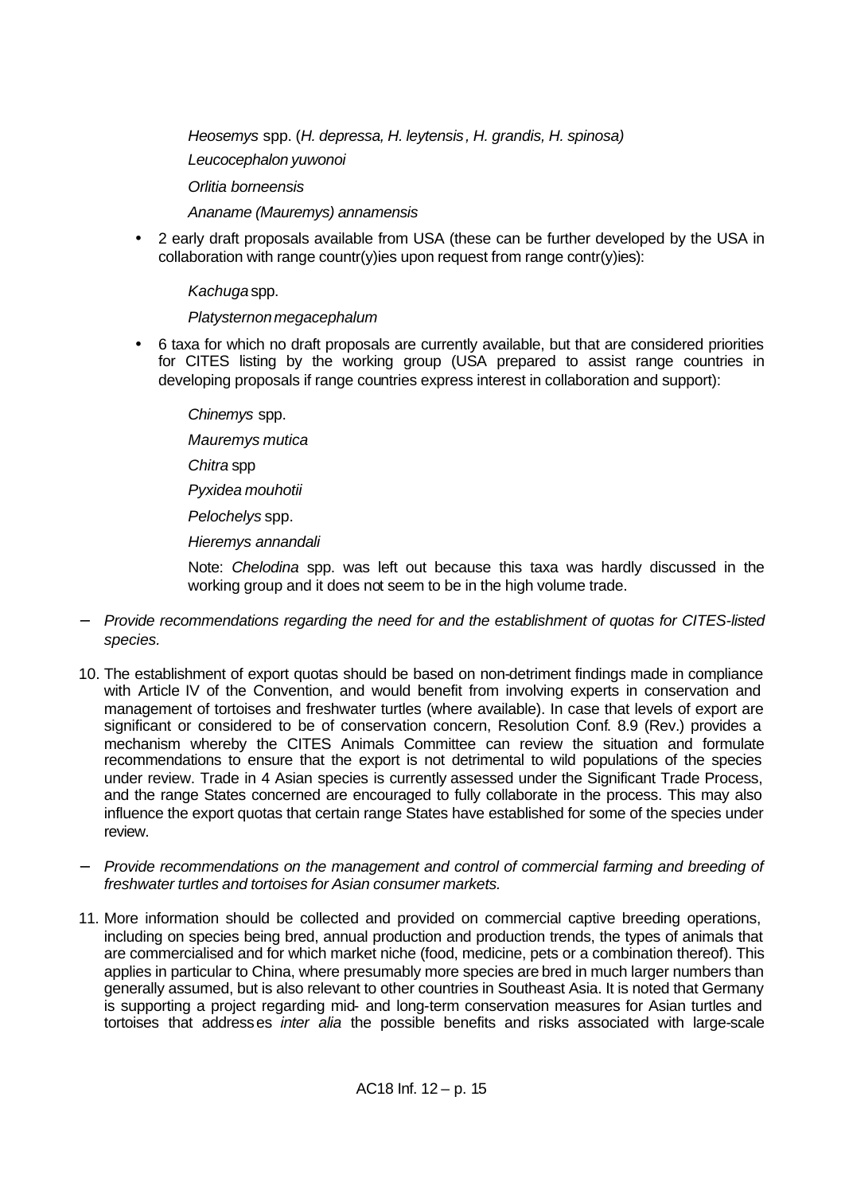*Heosemys* spp. (*H. depressa, H. leytensis, H. grandis, H. spinosa)*

*Leucocephalon yuwonoi*

*Orlitia borneensis*

*Ananame (Mauremys) annamensis*

- 2 early draft proposals available from USA (these can be further developed by the USA in collaboration with range countr(y)ies upon request from range contr(y)ies):

  *Kachuga* spp.

  *Platysternon megacephalum*

- 6 taxa for which no draft proposals are currently available, but that are considered priorities for CITES listing by the working group (USA prepared to assist range countries in developing proposals if range countries express interest in collaboration and support):

  *Chinemys* spp.

  *Mauremys mutica*

  *Chitra* spp

  *Pyxidea mouhotii*

  *Pelochelys* spp.

  *Hieremys annandali*

  Note: *Chelodina* spp. was left out because this taxa was hardly discussed in the working group and it does not seem to be in the high volume trade.

– *Provide recommendations regarding the need for and the establishment of quotas for CITES-listed species.*

10. The establishment of export quotas should be based on non-detriment findings made in compliance with Article IV of the Convention, and would benefit from involving experts in conservation and management of tortoises and freshwater turtles (where available). In case that levels of export are significant or considered to be of conservation concern, Resolution Conf. 8.9 (Rev.) provides a mechanism whereby the CITES Animals Committee can review the situation and formulate recommendations to ensure that the export is not detrimental to wild populations of the species under review. Trade in 4 Asian species is currently assessed under the Significant Trade Process, and the range States concerned are encouraged to fully collaborate in the process. This may also influence the export quotas that certain range States have established for some of the species under review.

– *Provide recommendations on the management and control of commercial farming and breeding of freshwater turtles and tortoises for Asian consumer markets.*

11. More information should be collected and provided on commercial captive breeding operations, including on species being bred, annual production and production trends, the types of animals that are commercialised and for which market niche (food, medicine, pets or a combination thereof). This applies in particular to China, where presumably more species are bred in much larger numbers than generally assumed, but is also relevant to other countries in Southeast Asia. It is noted that Germany is supporting a project regarding mid- and long-term conservation measures for Asian turtles and tortoises that addresses *inter alia* the possible benefits and risks associated with large-scale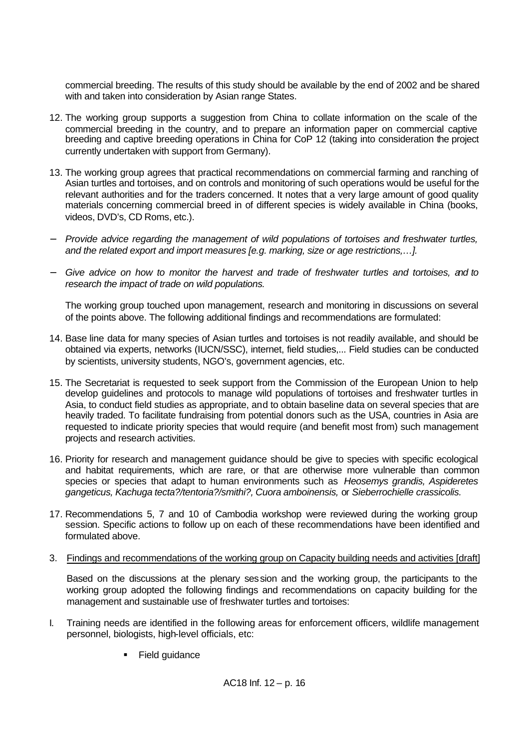commercial breeding. The results of this study should be available by the end of 2002 and be shared with and taken into consideration by Asian range States.

12. The working group supports a suggestion from China to collate information on the scale of the commercial breeding in the country, and to prepare an information paper on commercial captive breeding and captive breeding operations in China for CoP 12 (taking into consideration the project currently undertaken with support from Germany).

13. The working group agrees that practical recommendations on commercial farming and ranching of Asian turtles and tortoises, and on controls and monitoring of such operations would be useful for the relevant authorities and for the traders concerned. It notes that a very large amount of good quality materials concerning commercial breed in of different species is widely available in China (books, videos, DVD's, CD Roms, etc.).

− *Provide advice regarding the management of wild populations of tortoises and freshwater turtles, and the related export and import measures [e.g. marking, size or age restrictions,…].*

− *Give advice on how to monitor the harvest and trade of freshwater turtles and tortoises, and to research the impact of trade on wild populations.*

The working group touched upon management, research and monitoring in discussions on several of the points above. The following additional findings and recommendations are formulated:

14. Base line data for many species of Asian turtles and tortoises is not readily available, and should be obtained via experts, networks (IUCN/SSC), internet, field studies,... Field studies can be conducted by scientists, university students, NGO's, government agencies, etc.

15. The Secretariat is requested to seek support from the Commission of the European Union to help develop guidelines and protocols to manage wild populations of tortoises and freshwater turtles in Asia, to conduct field studies as appropriate, and to obtain baseline data on several species that are heavily traded. To facilitate fundraising from potential donors such as the USA, countries in Asia are requested to indicate priority species that would require (and benefit most from) such management projects and research activities.

16. Priority for research and management guidance should be give to species with specific ecological and habitat requirements, which are rare, or that are otherwise more vulnerable than common species or species that adapt to human environments such as *Heosemys grandis, Aspideretes gangeticus, Kachuga tecta?/tentoria?/smithi?, Cuora amboinensis,* or *Sieberrochielle crassicolis.*

17. Recommendations 5, 7 and 10 of Cambodia workshop were reviewed during the working group session. Specific actions to follow up on each of these recommendations have been identified and formulated above.

3. Findings and recommendations of the working group on Capacity building needs and activities [draft]

Based on the discussions at the plenary session and the working group, the participants to the working group adopted the following findings and recommendations on capacity building for the management and sustainable use of freshwater turtles and tortoises:

I. Training needs are identified in the following areas for enforcement officers, wildlife management personnel, biologists, high-level officials, etc:

   - Field guidance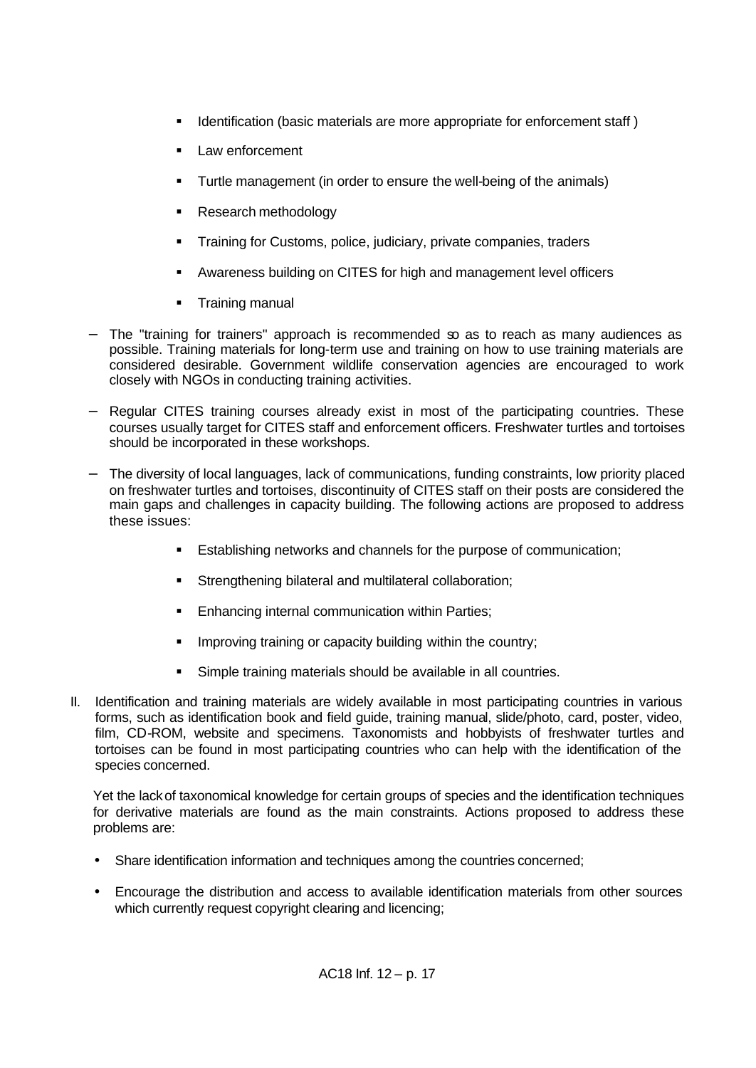- Identification (basic materials are more appropriate for enforcement staff )
  - Law enforcement
  - Turtle management (in order to ensure the well-being of the animals)
  - Research methodology
  - Training for Customs, police, judiciary, private companies, traders
  - Awareness building on CITES for high and management level officers
  - Training manual

- The "training for trainers" approach is recommended so as to reach as many audiences as possible. Training materials for long-term use and training on how to use training materials are considered desirable. Government wildlife conservation agencies are encouraged to work closely with NGOs in conducting training activities.

- Regular CITES training courses already exist in most of the participating countries. These courses usually target for CITES staff and enforcement officers. Freshwater turtles and tortoises should be incorporated in these workshops.

- The diversity of local languages, lack of communications, funding constraints, low priority placed on freshwater turtles and tortoises, discontinuity of CITES staff on their posts are considered the main gaps and challenges in capacity building. The following actions are proposed to address these issues:

  - Establishing networks and channels for the purpose of communication;
  - Strengthening bilateral and multilateral collaboration;
  - Enhancing internal communication within Parties;
  - Improving training or capacity building within the country;
  - Simple training materials should be available in all countries.

II. Identification and training materials are widely available in most participating countries in various forms, such as identification book and field guide, training manual, slide/photo, card, poster, video, film, CD-ROM, website and specimens. Taxonomists and hobbyists of freshwater turtles and tortoises can be found in most participating countries who can help with the identification of the species concerned.

Yet the lack of taxonomical knowledge for certain groups of species and the identification techniques for derivative materials are found as the main constraints. Actions proposed to address these problems are:

- Share identification information and techniques among the countries concerned;
- Encourage the distribution and access to available identification materials from other sources which currently request copyright clearing and licencing;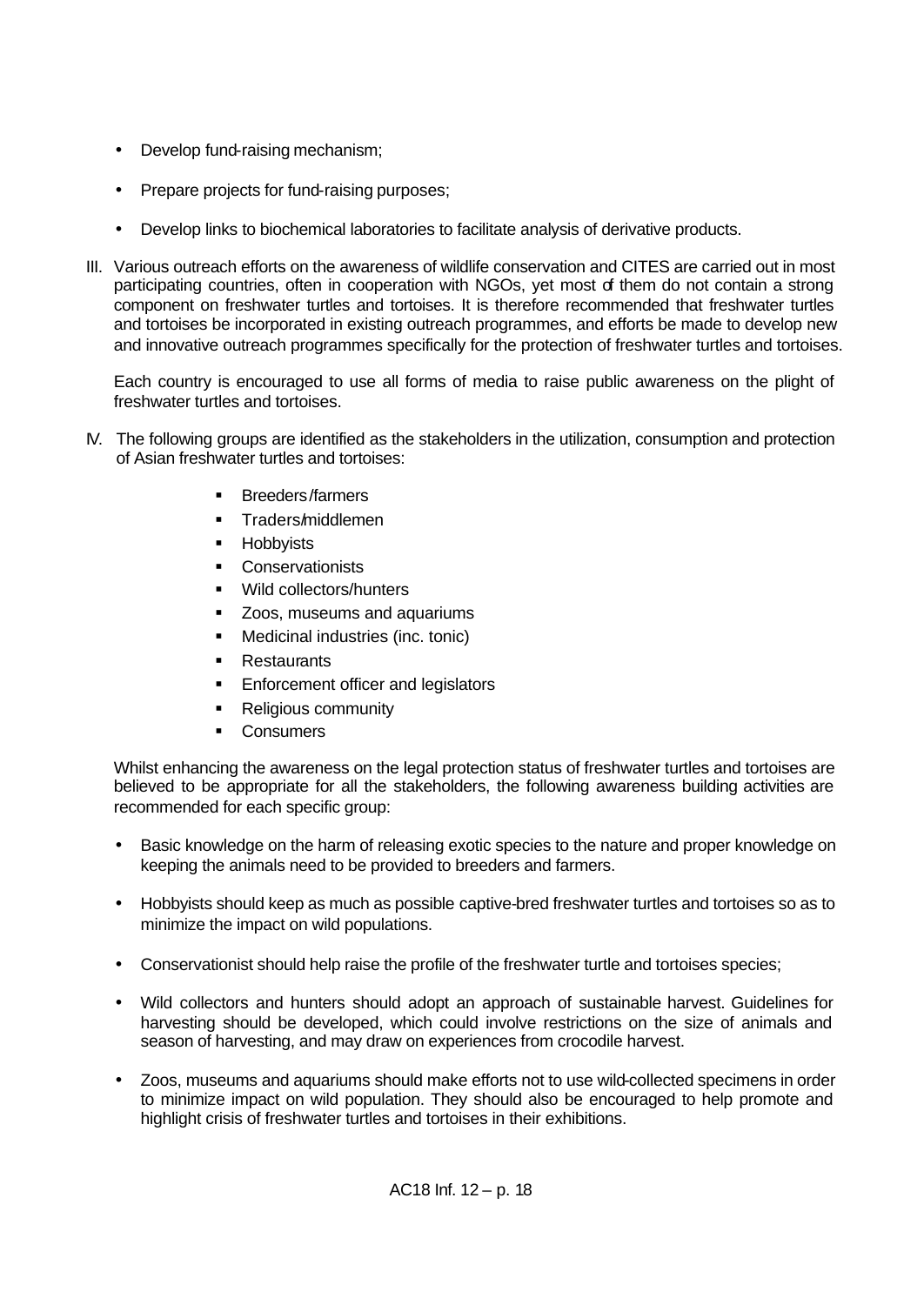- Develop fund-raising mechanism;
- Prepare projects for fund-raising purposes;
- Develop links to biochemical laboratories to facilitate analysis of derivative products.

III. Various outreach efforts on the awareness of wildlife conservation and CITES are carried out in most participating countries, often in cooperation with NGOs, yet most of them do not contain a strong component on freshwater turtles and tortoises. It is therefore recommended that freshwater turtles and tortoises be incorporated in existing outreach programmes, and efforts be made to develop new and innovative outreach programmes specifically for the protection of freshwater turtles and tortoises.

Each country is encouraged to use all forms of media to raise public awareness on the plight of freshwater turtles and tortoises.

IV. The following groups are identified as the stakeholders in the utilization, consumption and protection of Asian freshwater turtles and tortoises:

- Breeders/farmers
- Traders/middlemen
- Hobbyists
- Conservationists
- Wild collectors/hunters
- Zoos, museums and aquariums
- Medicinal industries (inc. tonic)
- Restaurants
- Enforcement officer and legislators
- Religious community
- Consumers

Whilst enhancing the awareness on the legal protection status of freshwater turtles and tortoises are believed to be appropriate for all the stakeholders, the following awareness building activities are recommended for each specific group:

- Basic knowledge on the harm of releasing exotic species to the nature and proper knowledge on keeping the animals need to be provided to breeders and farmers.
- Hobbyists should keep as much as possible captive-bred freshwater turtles and tortoises so as to minimize the impact on wild populations.
- Conservationist should help raise the profile of the freshwater turtle and tortoises species;
- Wild collectors and hunters should adopt an approach of sustainable harvest. Guidelines for harvesting should be developed, which could involve restrictions on the size of animals and season of harvesting, and may draw on experiences from crocodile harvest.
- Zoos, museums and aquariums should make efforts not to use wild-collected specimens in order to minimize impact on wild population. They should also be encouraged to help promote and highlight crisis of freshwater turtles and tortoises in their exhibitions.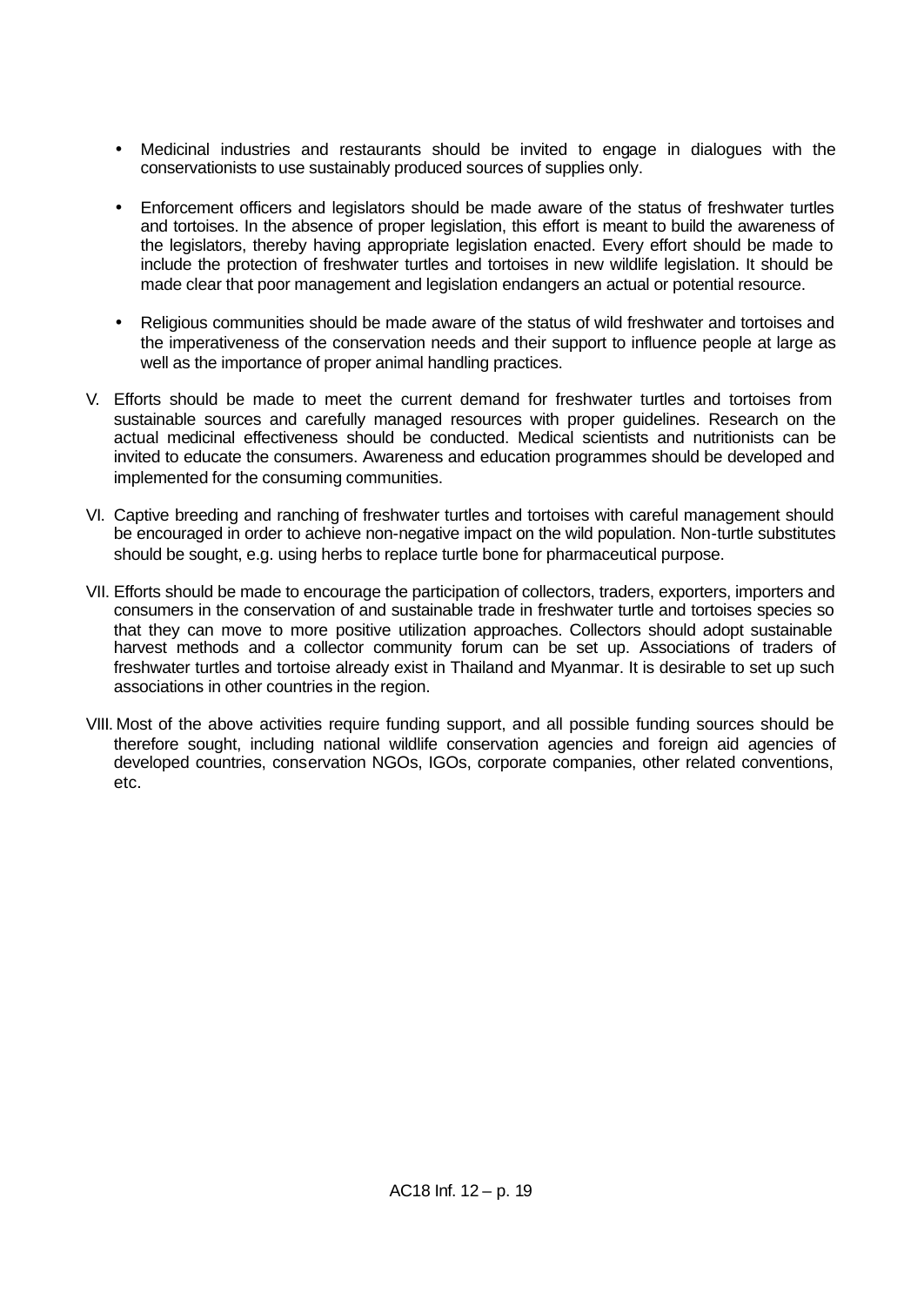- Medicinal industries and restaurants should be invited to engage in dialogues with the conservationists to use sustainably produced sources of supplies only.

- Enforcement officers and legislators should be made aware of the status of freshwater turtles and tortoises. In the absence of proper legislation, this effort is meant to build the awareness of the legislators, thereby having appropriate legislation enacted. Every effort should be made to include the protection of freshwater turtles and tortoises in new wildlife legislation. It should be made clear that poor management and legislation endangers an actual or potential resource.

- Religious communities should be made aware of the status of wild freshwater and tortoises and the imperativeness of the conservation needs and their support to influence people at large as well as the importance of proper animal handling practices.

V. Efforts should be made to meet the current demand for freshwater turtles and tortoises from sustainable sources and carefully managed resources with proper guidelines. Research on the actual medicinal effectiveness should be conducted. Medical scientists and nutritionists can be invited to educate the consumers. Awareness and education programmes should be developed and implemented for the consuming communities.

VI. Captive breeding and ranching of freshwater turtles and tortoises with careful management should be encouraged in order to achieve non-negative impact on the wild population. Non-turtle substitutes should be sought, e.g. using herbs to replace turtle bone for pharmaceutical purpose.

VII. Efforts should be made to encourage the participation of collectors, traders, exporters, importers and consumers in the conservation of and sustainable trade in freshwater turtle and tortoises species so that they can move to more positive utilization approaches. Collectors should adopt sustainable harvest methods and a collector community forum can be set up. Associations of traders of freshwater turtles and tortoise already exist in Thailand and Myanmar. It is desirable to set up such associations in other countries in the region.

VIII. Most of the above activities require funding support, and all possible funding sources should be therefore sought, including national wildlife conservation agencies and foreign aid agencies of developed countries, conservation NGOs, IGOs, corporate companies, other related conventions, etc.